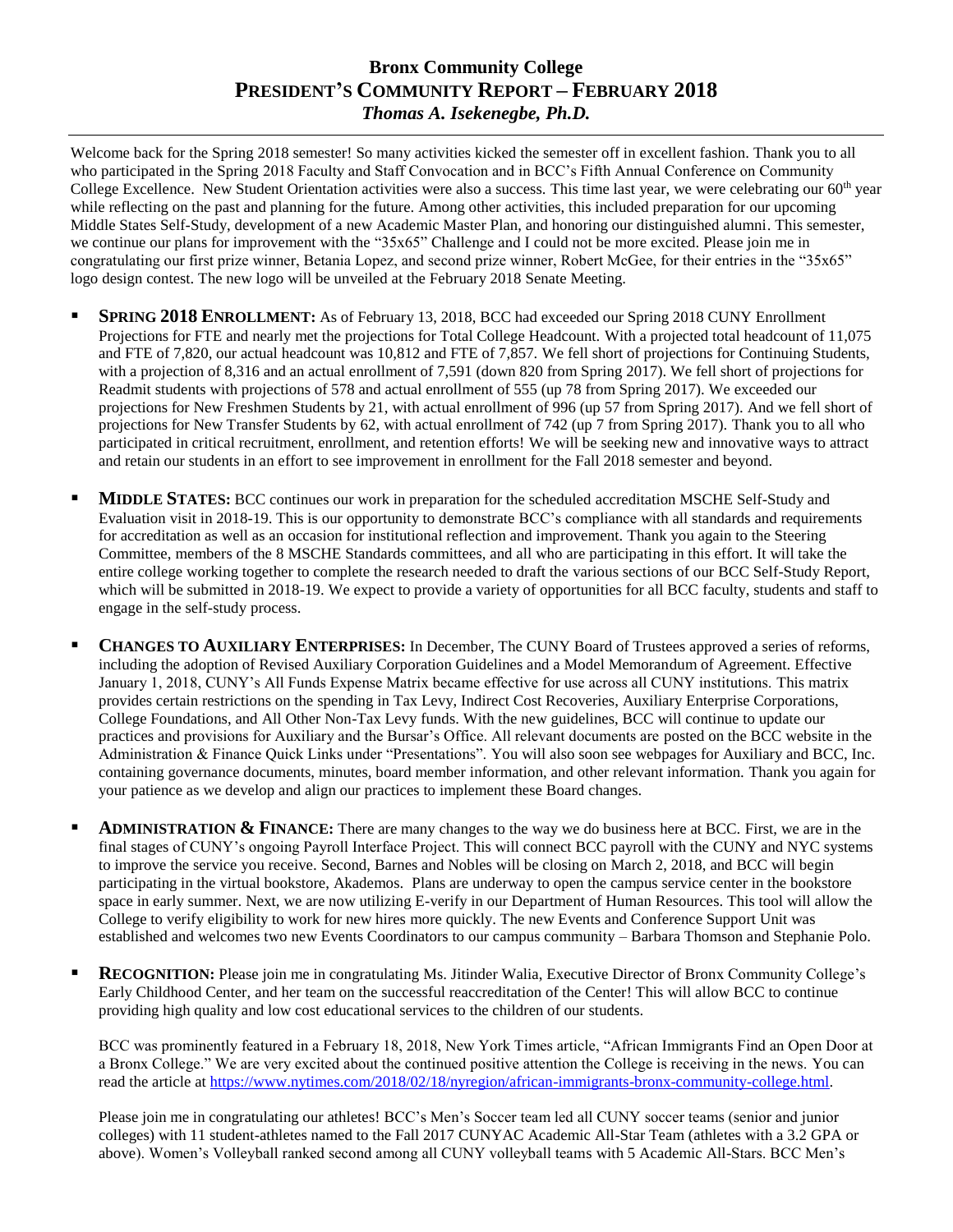# Bronx Community College
## PRESIDENT'S COMMUNITY REPORT – FEBRUARY 2018
### *Thomas A. Isekenegbe, Ph.D.*

---

Welcome back for the Spring 2018 semester! So many activities kicked the semester off in excellent fashion. Thank you to all who participated in the Spring 2018 Faculty and Staff Convocation and in BCC's Fifth Annual Conference on Community College Excellence. New Student Orientation activities were also a success. This time last year, we were celebrating our 60th year while reflecting on the past and planning for the future. Among other activities, this included preparation for our upcoming Middle States Self-Study, development of a new Academic Master Plan, and honoring our distinguished alumni. This semester, we continue our plans for improvement with the "35x65" Challenge and I could not be more excited. Please join me in congratulating our first prize winner, Betania Lopez, and second prize winner, Robert McGee, for their entries in the "35x65" logo design contest. The new logo will be unveiled at the February 2018 Senate Meeting.

- **SPRING 2018 ENROLLMENT:** As of February 13, 2018, BCC had exceeded our Spring 2018 CUNY Enrollment Projections for FTE and nearly met the projections for Total College Headcount. With a projected total headcount of 11,075 and FTE of 7,820, our actual headcount was 10,812 and FTE of 7,857. We fell short of projections for Continuing Students, with a projection of 8,316 and an actual enrollment of 7,591 (down 820 from Spring 2017). We fell short of projections for Readmit students with projections of 578 and actual enrollment of 555 (up 78 from Spring 2017). We exceeded our projections for New Freshmen Students by 21, with actual enrollment of 996 (up 57 from Spring 2017). And we fell short of projections for New Transfer Students by 62, with actual enrollment of 742 (up 7 from Spring 2017). Thank you to all who participated in critical recruitment, enrollment, and retention efforts! We will be seeking new and innovative ways to attract and retain our students in an effort to see improvement in enrollment for the Fall 2018 semester and beyond.

- **MIDDLE STATES:** BCC continues our work in preparation for the scheduled accreditation MSCHE Self-Study and Evaluation visit in 2018-19. This is our opportunity to demonstrate BCC's compliance with all standards and requirements for accreditation as well as an occasion for institutional reflection and improvement. Thank you again to the Steering Committee, members of the 8 MSCHE Standards committees, and all who are participating in this effort. It will take the entire college working together to complete the research needed to draft the various sections of our BCC Self-Study Report, which will be submitted in 2018-19. We expect to provide a variety of opportunities for all BCC faculty, students and staff to engage in the self-study process.

- **CHANGES TO AUXILIARY ENTERPRISES:** In December, The CUNY Board of Trustees approved a series of reforms, including the adoption of Revised Auxiliary Corporation Guidelines and a Model Memorandum of Agreement. Effective January 1, 2018, CUNY's All Funds Expense Matrix became effective for use across all CUNY institutions. This matrix provides certain restrictions on the spending in Tax Levy, Indirect Cost Recoveries, Auxiliary Enterprise Corporations, College Foundations, and All Other Non-Tax Levy funds. With the new guidelines, BCC will continue to update our practices and provisions for Auxiliary and the Bursar's Office. All relevant documents are posted on the BCC website in the Administration & Finance Quick Links under "Presentations". You will also soon see webpages for Auxiliary and BCC, Inc. containing governance documents, minutes, board member information, and other relevant information. Thank you again for your patience as we develop and align our practices to implement these Board changes.

- **ADMINISTRATION & FINANCE:** There are many changes to the way we do business here at BCC. First, we are in the final stages of CUNY's ongoing Payroll Interface Project. This will connect BCC payroll with the CUNY and NYC systems to improve the service you receive. Second, Barnes and Nobles will be closing on March 2, 2018, and BCC will begin participating in the virtual bookstore, Akademos. Plans are underway to open the campus service center in the bookstore space in early summer. Next, we are now utilizing E-verify in our Department of Human Resources. This tool will allow the College to verify eligibility to work for new hires more quickly. The new Events and Conference Support Unit was established and welcomes two new Events Coordinators to our campus community – Barbara Thomson and Stephanie Polo.

- **RECOGNITION:** Please join me in congratulating Ms. Jitinder Walia, Executive Director of Bronx Community College's Early Childhood Center, and her team on the successful reaccreditation of the Center! This will allow BCC to continue providing high quality and low cost educational services to the children of our students.

  BCC was prominently featured in a February 18, 2018, New York Times article, "African Immigrants Find an Open Door at a Bronx College." We are very excited about the continued positive attention the College is receiving in the news. You can read the article at https://www.nytimes.com/2018/02/18/nyregion/african-immigrants-bronx-community-college.html.

  Please join me in congratulating our athletes! BCC's Men's Soccer team led all CUNY soccer teams (senior and junior colleges) with 11 student-athletes named to the Fall 2017 CUNYAC Academic All-Star Team (athletes with a 3.2 GPA or above). Women's Volleyball ranked second among all CUNY volleyball teams with 5 Academic All-Stars. BCC Men's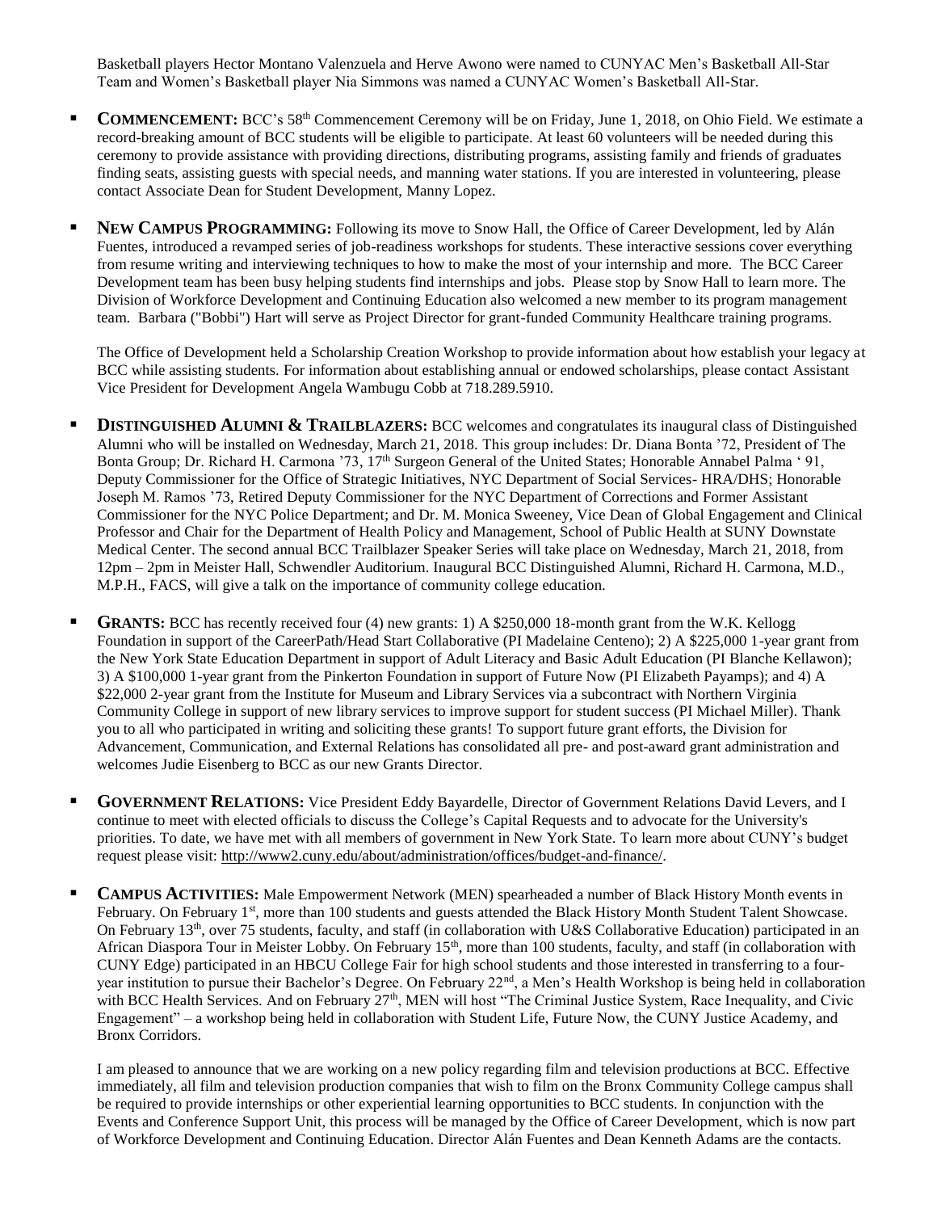Basketball players Hector Montano Valenzuela and Herve Awono were named to CUNYAC Men's Basketball All-Star Team and Women's Basketball player Nia Simmons was named a CUNYAC Women's Basketball All-Star.

- **COMMENCEMENT:** BCC's 58th Commencement Ceremony will be on Friday, June 1, 2018, on Ohio Field. We estimate a record-breaking amount of BCC students will be eligible to participate. At least 60 volunteers will be needed during this ceremony to provide assistance with providing directions, distributing programs, assisting family and friends of graduates finding seats, assisting guests with special needs, and manning water stations. If you are interested in volunteering, please contact Associate Dean for Student Development, Manny Lopez.

- **NEW CAMPUS PROGRAMMING:** Following its move to Snow Hall, the Office of Career Development, led by Alán Fuentes, introduced a revamped series of job-readiness workshops for students. These interactive sessions cover everything from resume writing and interviewing techniques to how to make the most of your internship and more. The BCC Career Development team has been busy helping students find internships and jobs. Please stop by Snow Hall to learn more. The Division of Workforce Development and Continuing Education also welcomed a new member to its program management team. Barbara ("Bobbi") Hart will serve as Project Director for grant-funded Community Healthcare training programs.

  The Office of Development held a Scholarship Creation Workshop to provide information about how establish your legacy at BCC while assisting students. For information about establishing annual or endowed scholarships, please contact Assistant Vice President for Development Angela Wambugu Cobb at 718.289.5910.

- **DISTINGUISHED ALUMNI & TRAILBLAZERS:** BCC welcomes and congratulates its inaugural class of Distinguished Alumni who will be installed on Wednesday, March 21, 2018. This group includes: Dr. Diana Bonta '72, President of The Bonta Group; Dr. Richard H. Carmona '73, 17th Surgeon General of the United States; Honorable Annabel Palma ' 91, Deputy Commissioner for the Office of Strategic Initiatives, NYC Department of Social Services- HRA/DHS; Honorable Joseph M. Ramos '73, Retired Deputy Commissioner for the NYC Department of Corrections and Former Assistant Commissioner for the NYC Police Department; and Dr. M. Monica Sweeney, Vice Dean of Global Engagement and Clinical Professor and Chair for the Department of Health Policy and Management, School of Public Health at SUNY Downstate Medical Center. The second annual BCC Trailblazer Speaker Series will take place on Wednesday, March 21, 2018, from 12pm – 2pm in Meister Hall, Schwendler Auditorium. Inaugural BCC Distinguished Alumni, Richard H. Carmona, M.D., M.P.H., FACS, will give a talk on the importance of community college education.

- **GRANTS:** BCC has recently received four (4) new grants: 1) A $250,000 18-month grant from the W.K. Kellogg Foundation in support of the CareerPath/Head Start Collaborative (PI Madelaine Centeno); 2) A $225,000 1-year grant from the New York State Education Department in support of Adult Literacy and Basic Adult Education (PI Blanche Kellawon); 3) A $100,000 1-year grant from the Pinkerton Foundation in support of Future Now (PI Elizabeth Payamps); and 4) A $22,000 2-year grant from the Institute for Museum and Library Services via a subcontract with Northern Virginia Community College in support of new library services to improve support for student success (PI Michael Miller). Thank you to all who participated in writing and soliciting these grants! To support future grant efforts, the Division for Advancement, Communication, and External Relations has consolidated all pre- and post-award grant administration and welcomes Judie Eisenberg to BCC as our new Grants Director.

- **GOVERNMENT RELATIONS:** Vice President Eddy Bayardelle, Director of Government Relations David Levers, and I continue to meet with elected officials to discuss the College's Capital Requests and to advocate for the University's priorities. To date, we have met with all members of government in New York State. To learn more about CUNY's budget request please visit: http://www2.cuny.edu/about/administration/offices/budget-and-finance/.

- **CAMPUS ACTIVITIES:** Male Empowerment Network (MEN) spearheaded a number of Black History Month events in February. On February 1st, more than 100 students and guests attended the Black History Month Student Talent Showcase. On February 13th, over 75 students, faculty, and staff (in collaboration with U&S Collaborative Education) participated in an African Diaspora Tour in Meister Lobby. On February 15th, more than 100 students, faculty, and staff (in collaboration with CUNY Edge) participated in an HBCU College Fair for high school students and those interested in transferring to a four-year institution to pursue their Bachelor's Degree. On February 22nd, a Men's Health Workshop is being held in collaboration with BCC Health Services. And on February 27th, MEN will host "The Criminal Justice System, Race Inequality, and Civic Engagement" – a workshop being held in collaboration with Student Life, Future Now, the CUNY Justice Academy, and Bronx Corridors.

  I am pleased to announce that we are working on a new policy regarding film and television productions at BCC. Effective immediately, all film and television production companies that wish to film on the Bronx Community College campus shall be required to provide internships or other experiential learning opportunities to BCC students. In conjunction with the Events and Conference Support Unit, this process will be managed by the Office of Career Development, which is now part of Workforce Development and Continuing Education. Director Alán Fuentes and Dean Kenneth Adams are the contacts.